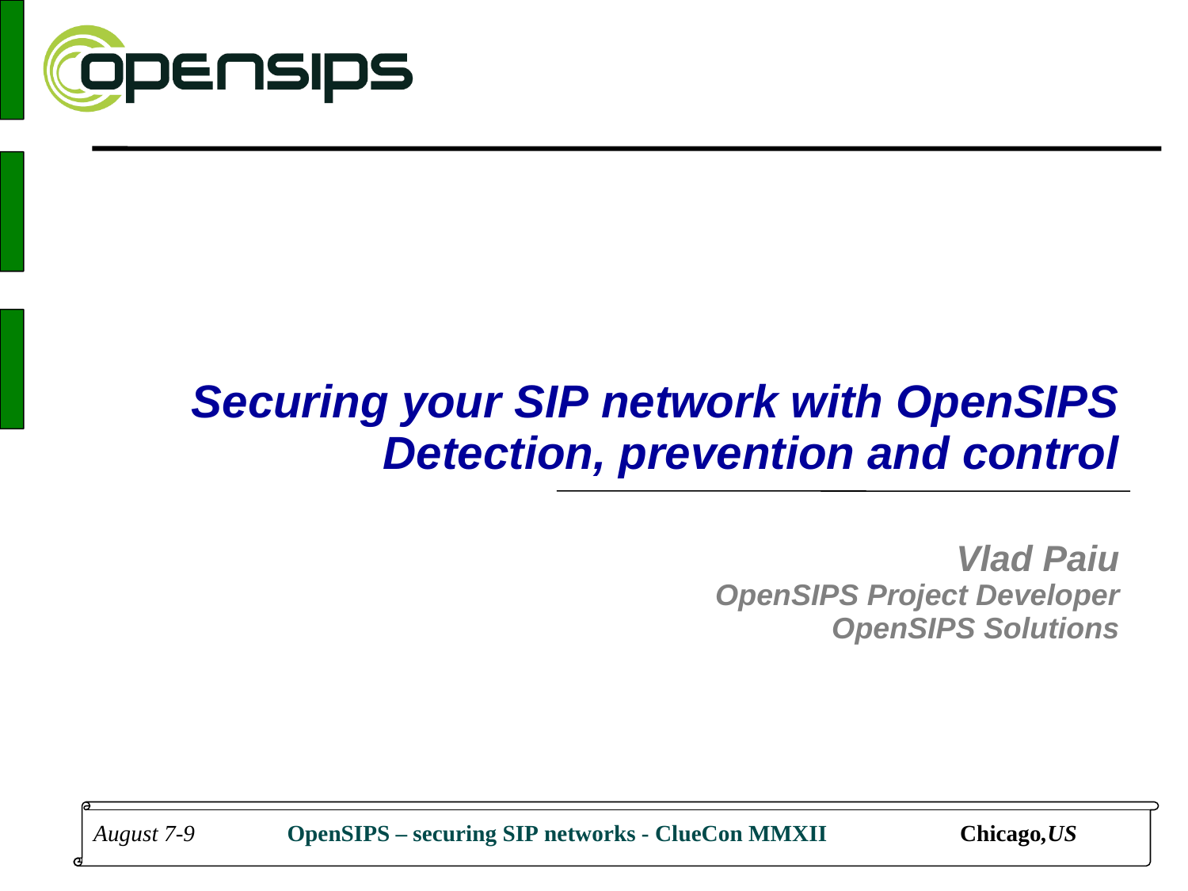# *Securing your SIP network with OpenSIPS Detection, prevention and control*

***Vlad Paiu***
***OpenSIPS Project Developer***
***OpenSIPS Solutions***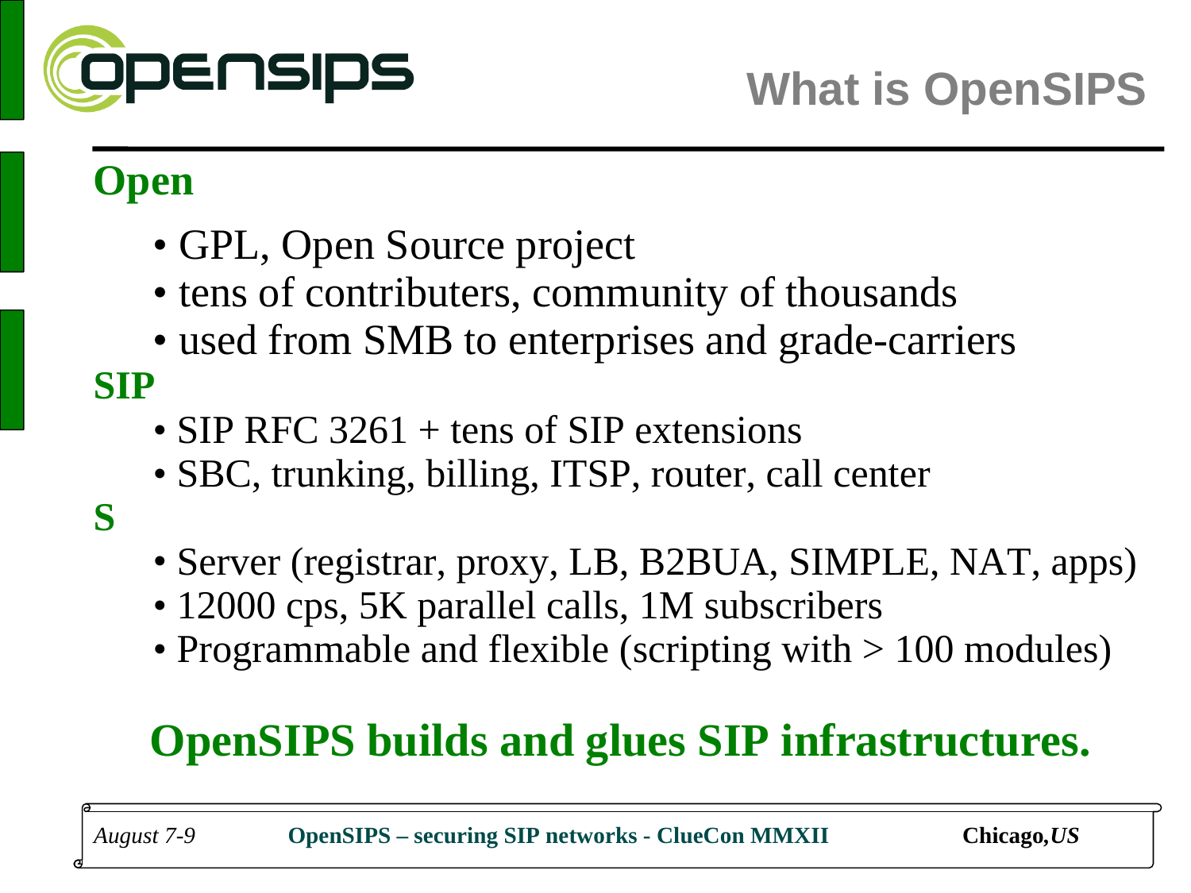# What is OpenSIPS

## Open

- GPL, Open Source project
- tens of contributers, community of thousands
- used from SMB to enterprises and grade-carriers

## SIP

- SIP RFC 3261 + tens of SIP extensions
- SBC, trunking, billing, ITSP, router, call center

## S

- Server (registrar, proxy, LB, B2BUA, SIMPLE, NAT, apps)
- 12000 cps, 5K parallel calls, 1M subscribers
- Programmable and flexible (scripting with > 100 modules)

**OpenSIPS builds and glues SIP infrastructures.**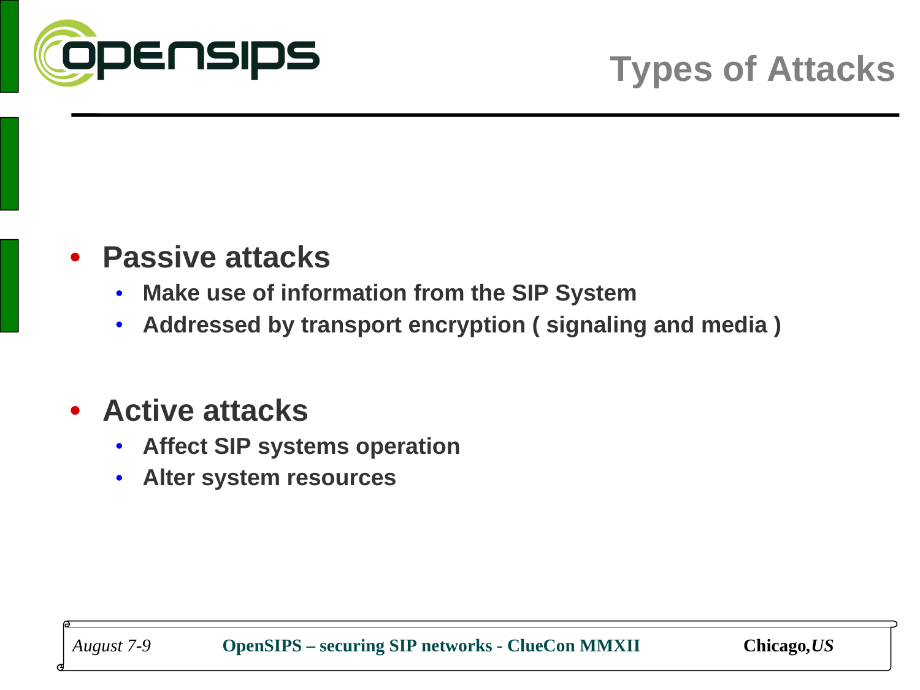# Types of Attacks

- **Passive attacks**
  - **Make use of information from the SIP System**
  - **Addressed by transport encryption ( signaling and media )**

- **Active attacks**
  - **Affect SIP systems operation**
  - **Alter system resources**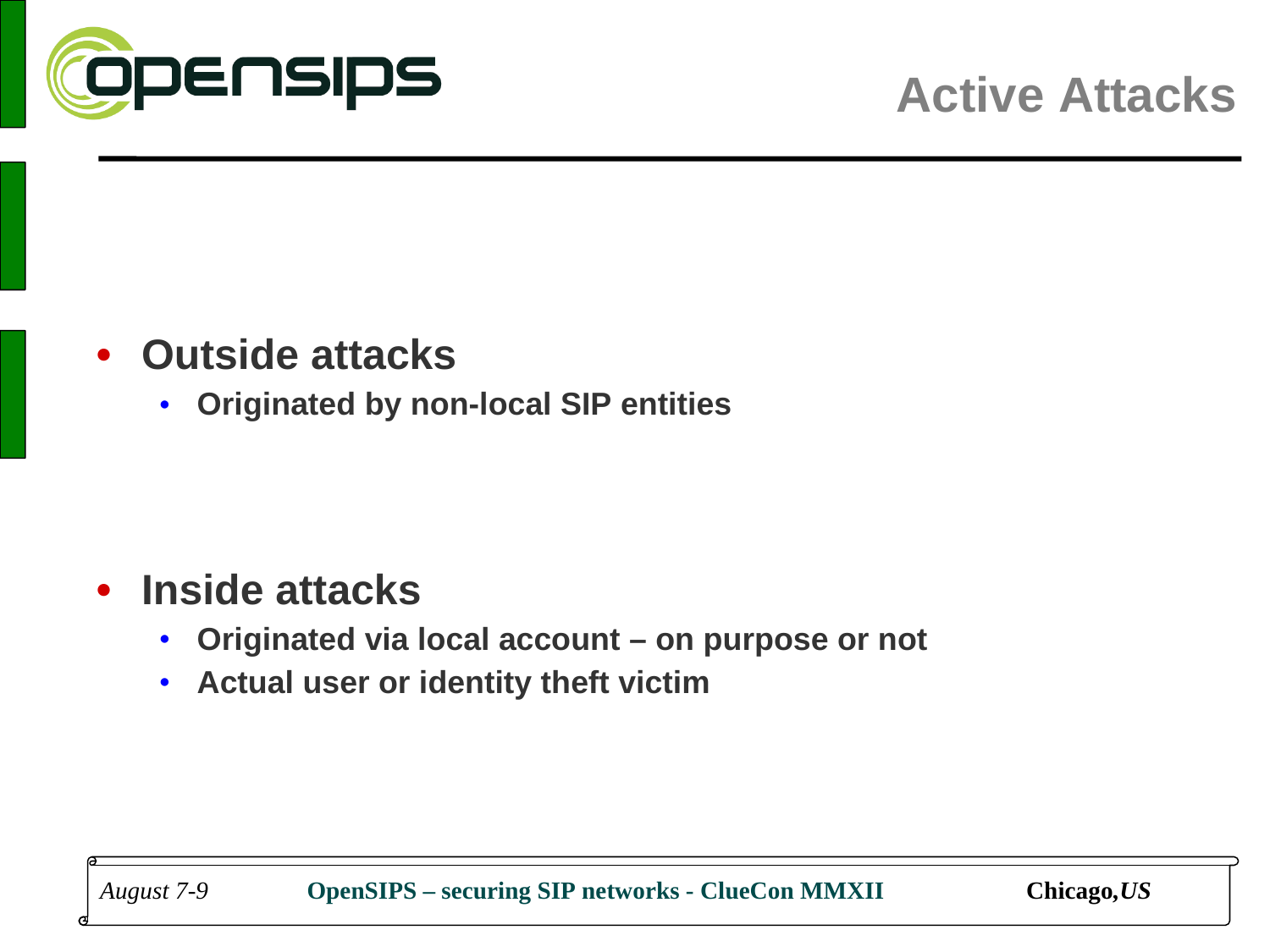# Active Attacks

- **Outside attacks**
  - **Originated by non-local SIP entities**

- **Inside attacks**
  - **Originated via local account – on purpose or not**
  - **Actual user or identity theft victim**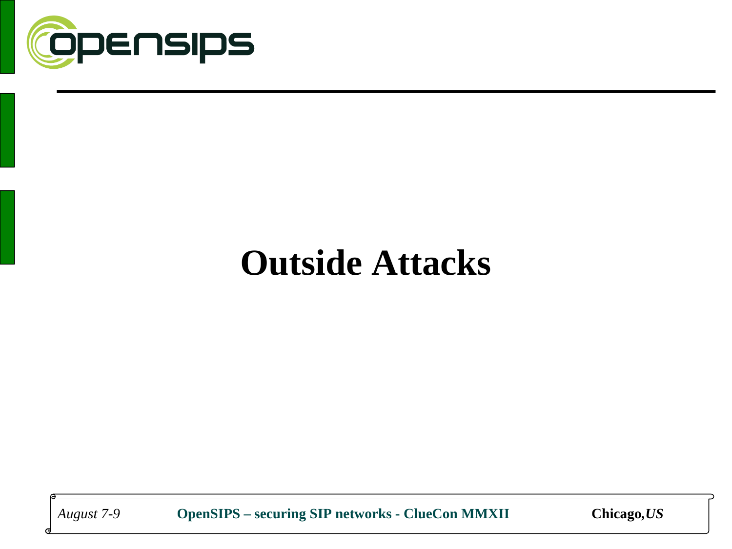# Outside Attacks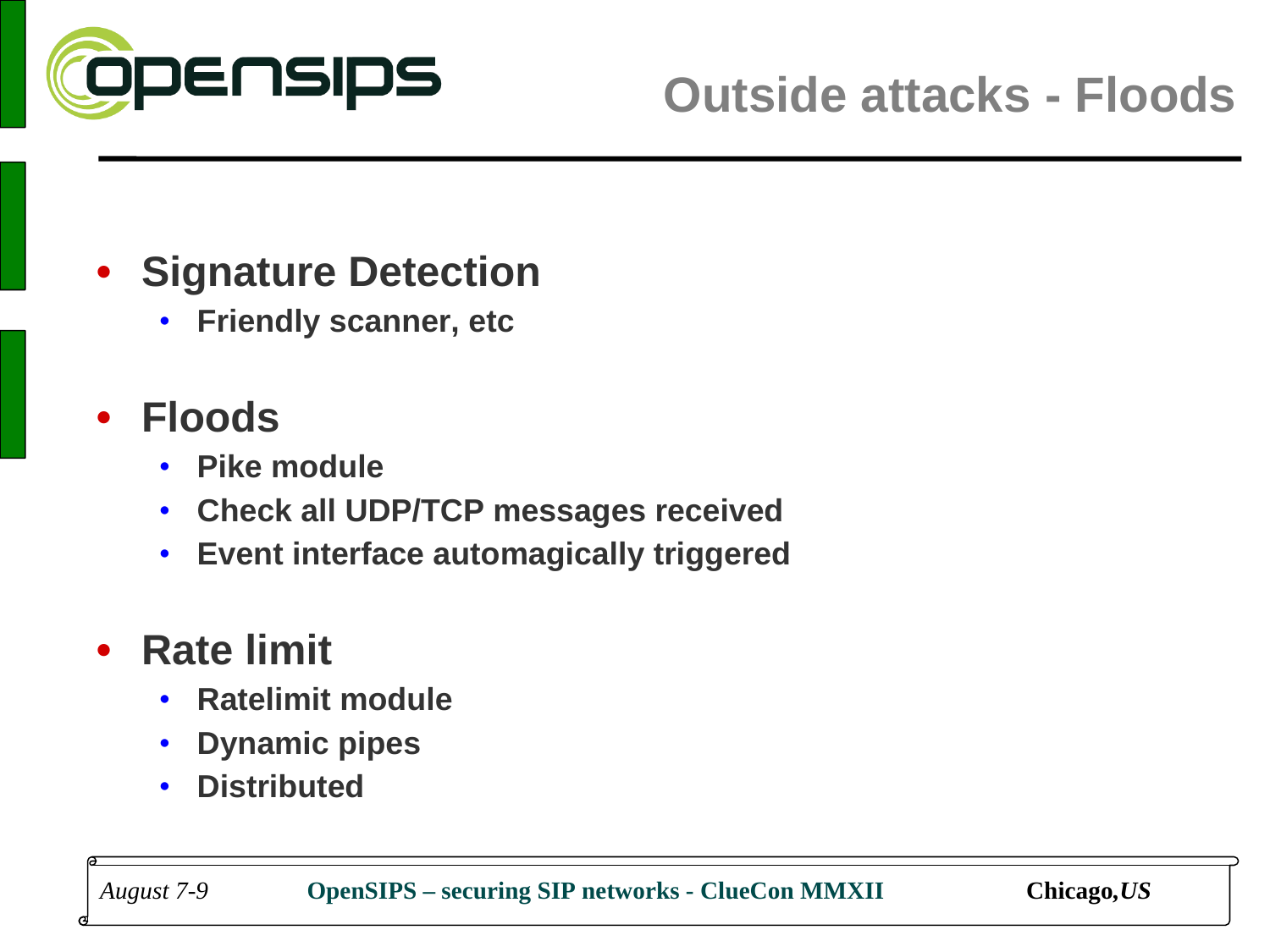# Outside attacks - Floods

- **Signature Detection**
  - **Friendly scanner, etc**
- **Floods**
  - **Pike module**
  - **Check all UDP/TCP messages received**
  - **Event interface automagically triggered**
- **Rate limit**
  - **Ratelimit module**
  - **Dynamic pipes**
  - **Distributed**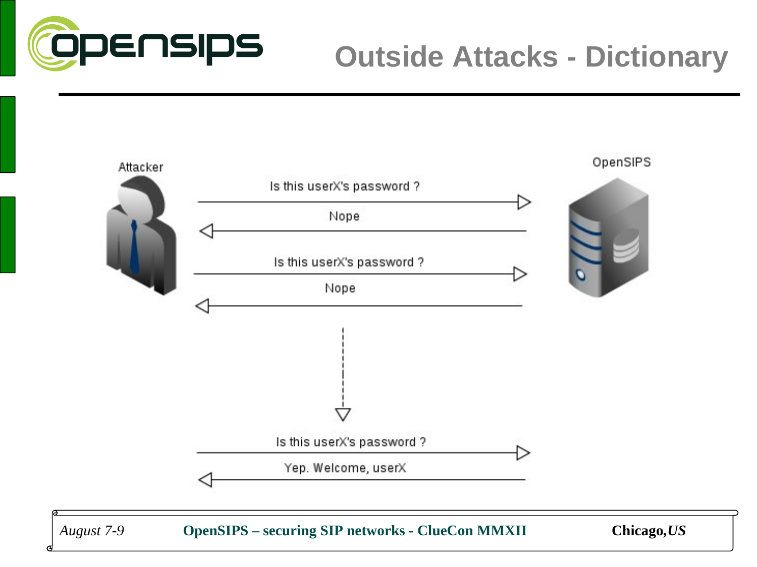# Outside Attacks - Dictionary

Attacker

OpenSIPS

Is this userX's password ?

Nope

Is this userX's password ?

Nope

Is this userX's password ?

Yep. Welcome, userX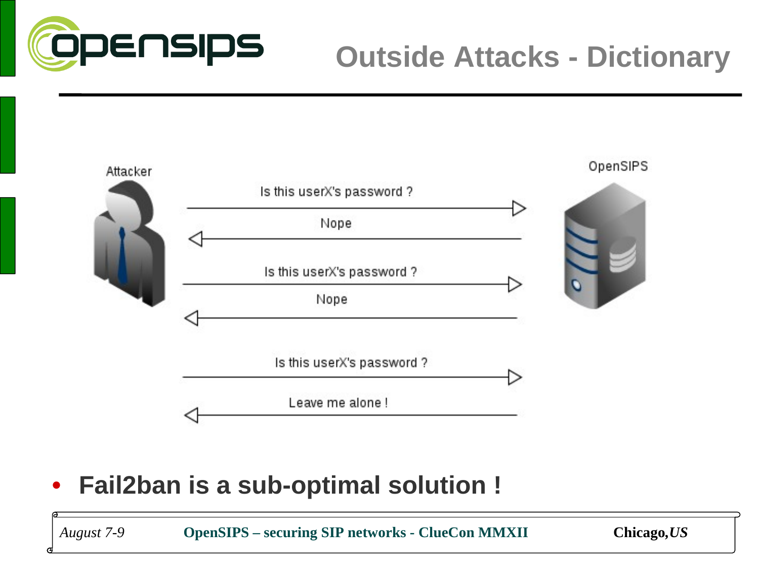# Outside Attacks - Dictionary

Attacker

OpenSIPS

Is this userX's password ?

Nope

Is this userX's password ?

Nope

Is this userX's password ?

Leave me alone !

- **Fail2ban is a sub-optimal solution !**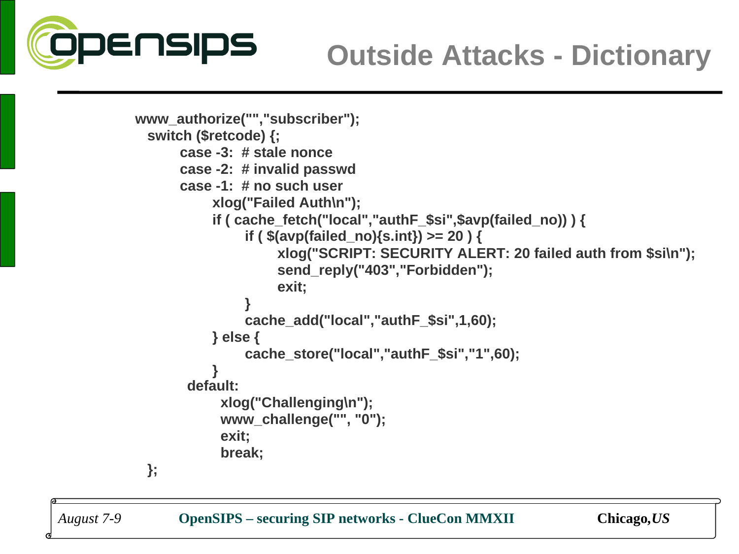# Outside Attacks - Dictionary

```
www_authorize("","subscriber");
  switch ($retcode) {;
        case -3:  # stale nonce
        case -2:  # invalid passwd
        case -1:  # no such user
              xlog("Failed Auth\n");
              if ( cache_fetch("local","authF_$si",$avp(failed_no)) ) {
                    if ( $(avp(failed_no){s.int}) >= 20 ) {
                          xlog("SCRIPT: SECURITY ALERT: 20 failed auth from $si\n");
                          send_reply("403","Forbidden");
                          exit;
                    }
                    cache_add("local","authF_$si",1,60);
              } else {
                    cache_store("local","authF_$si","1",60);
              }
         default:
               xlog("Challenging\n");
               www_challenge("", "0");
               exit;
               break;
  };
```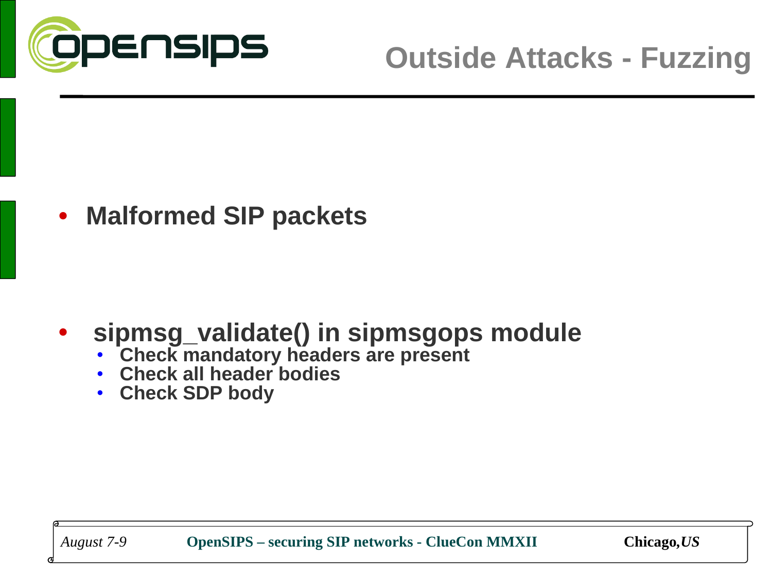# Outside Attacks - Fuzzing

- **Malformed SIP packets**

- **sipmsg_validate() in sipmsgops module**
  - **Check mandatory headers are present**
  - **Check all header bodies**
  - **Check SDP body**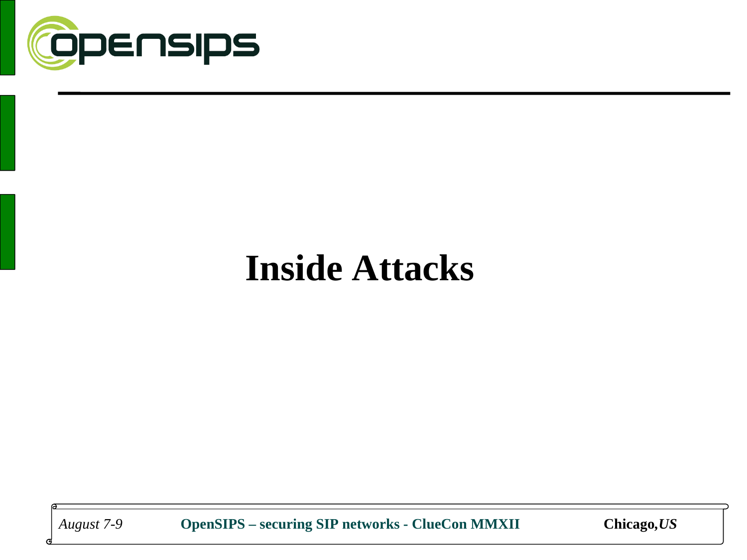# Inside Attacks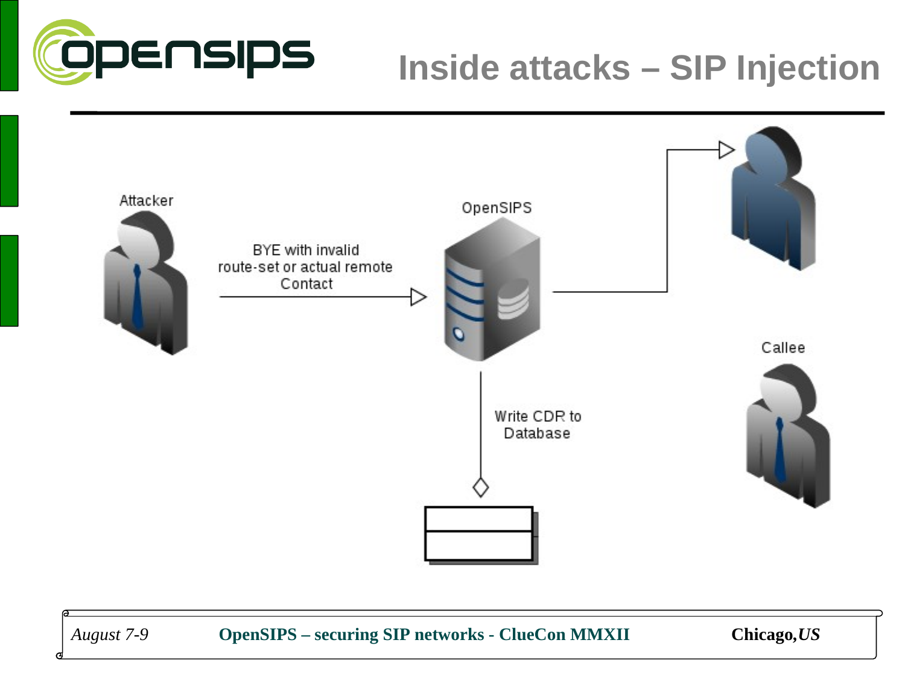# Inside attacks – SIP Injection

Attacker

BYE with invalid route-set or actual remote Contact

OpenSIPS

Write CDR to Database

Callee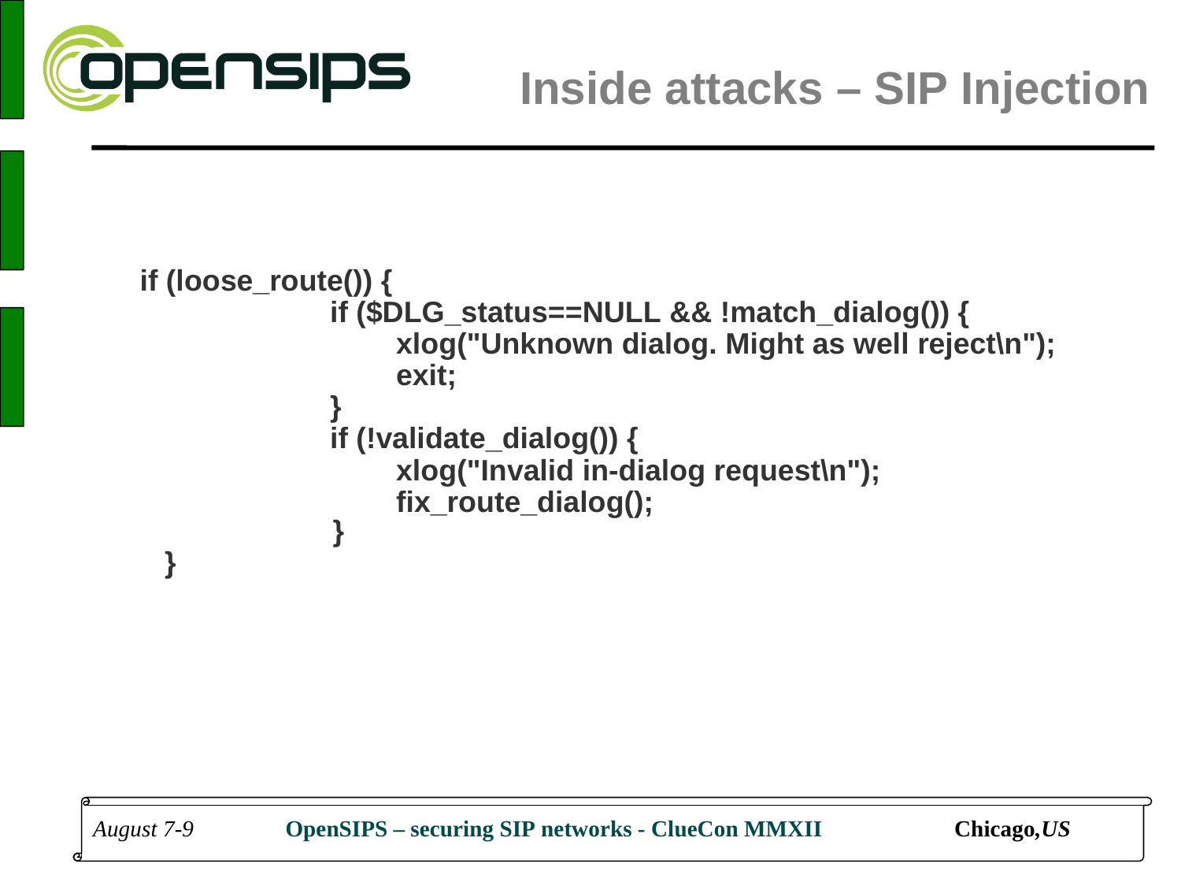# Inside attacks – SIP Injection

```
if (loose_route()) {
        if ($DLG_status==NULL && !match_dialog()) {
            xlog("Unknown dialog. Might as well reject\n");
            exit;
        }
        if (!validate_dialog()) {
            xlog("Invalid in-dialog request\n");
            fix_route_dialog();
        }
}
```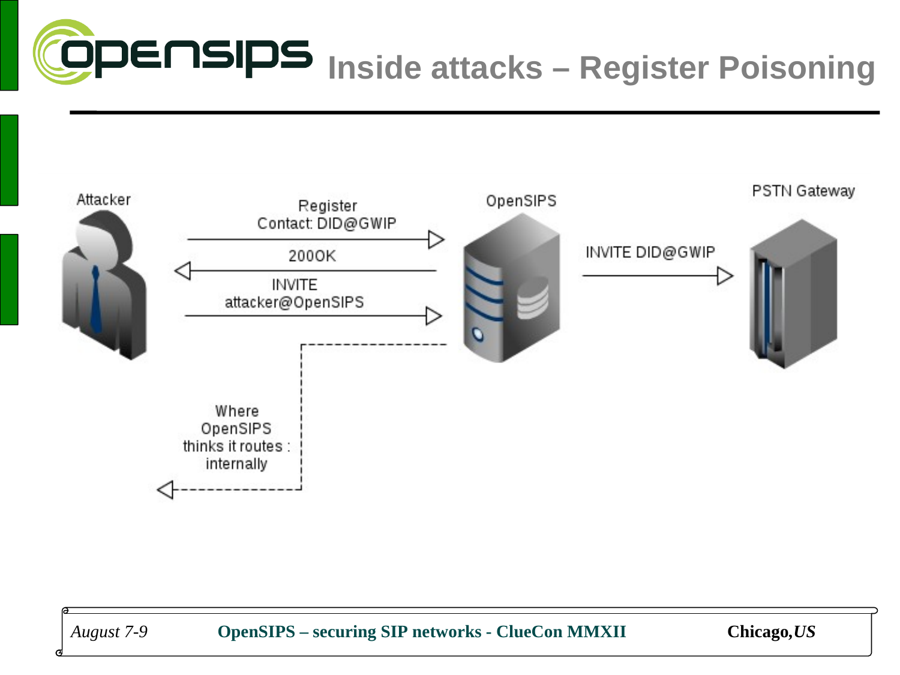# Inside attacks – Register Poisoning

Attacker

Register
Contact: DID@GWIP

200OK

INVITE
attacker@OpenSIPS

OpenSIPS

INVITE DID@GWIP

PSTN Gateway

Where
OpenSIPS
thinks it routes :
internally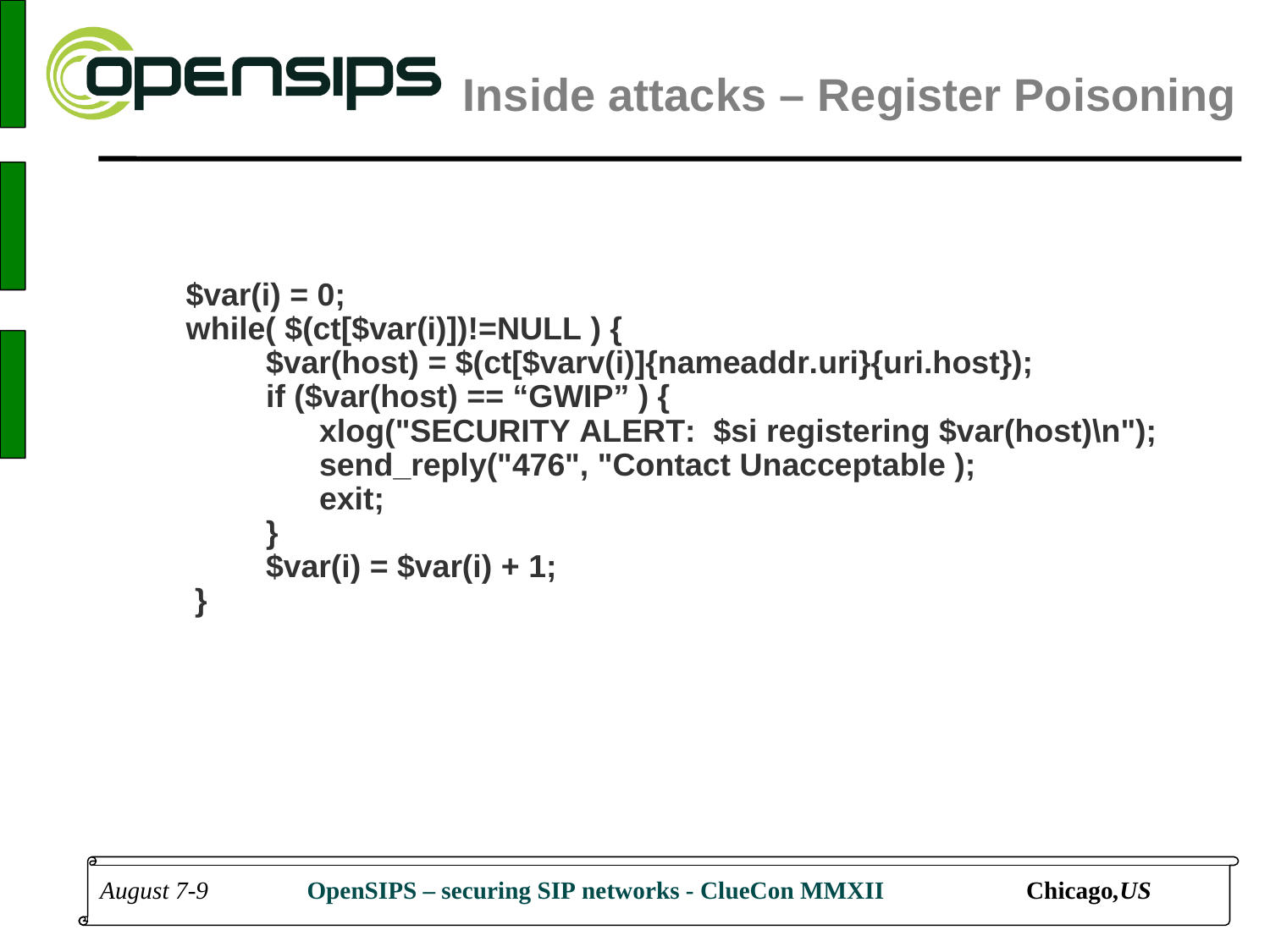# Inside attacks – Register Poisoning

```
$var(i) = 0;
while( $(ct[$var(i)])!=NULL ) {
      $var(host) = $(ct[$varv(i)]{nameaddr.uri}{uri.host});
      if ($var(host) == “GWIP” ) {
           xlog("SECURITY ALERT:  $si registering $var(host)\n");
           send_reply("476", "Contact Unacceptable );
           exit;
      }
      $var(i) = $var(i) + 1;
 }
```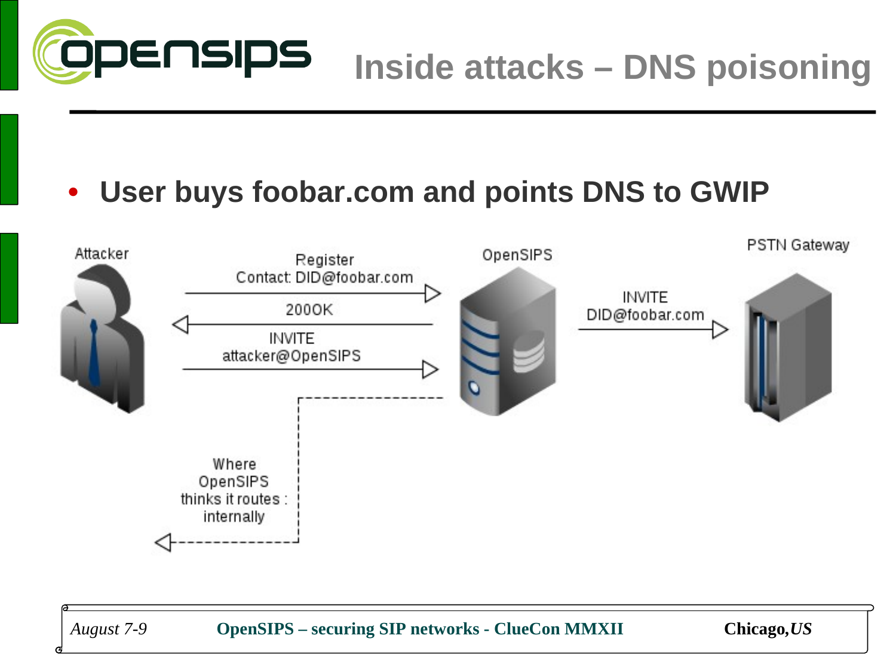# Inside attacks – DNS poisoning

- **User buys foobar.com and points DNS to GWIP**

Attacker

Register
Contact: DID@foobar.com

200OK

INVITE
attacker@OpenSIPS

OpenSIPS

INVITE
DID@foobar.com

PSTN Gateway

Where
OpenSIPS
thinks it routes :
internally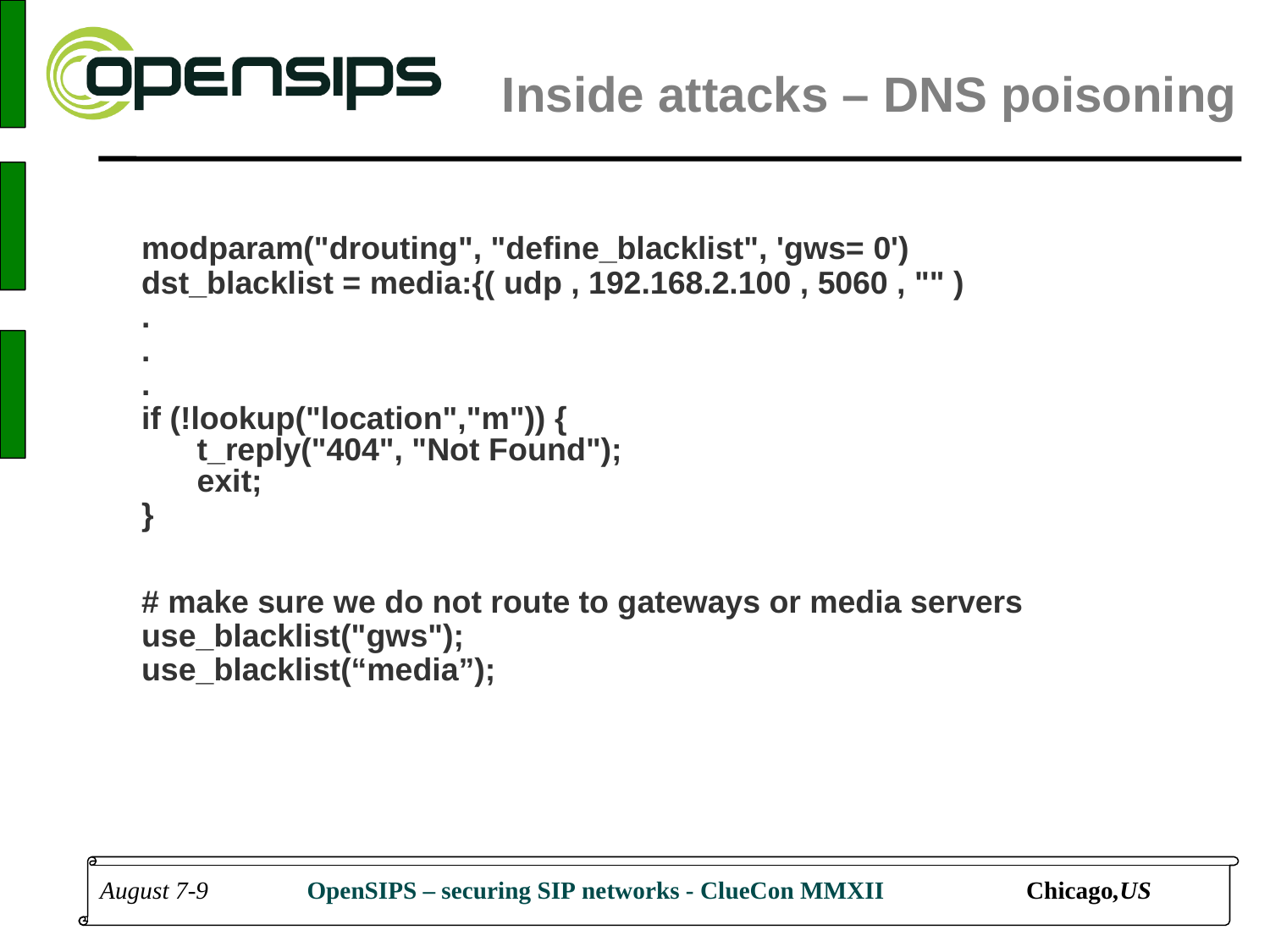# Inside attacks – DNS poisoning

```
modparam("drouting", "define_blacklist", 'gws= 0')
dst_blacklist = media:{( udp , 192.168.2.100 , 5060 , "" )
.
.
.
if (!lookup("location","m")) {
     t_reply("404", "Not Found");
     exit;
}

# make sure we do not route to gateways or media servers
use_blacklist("gws");
use_blacklist("media");
```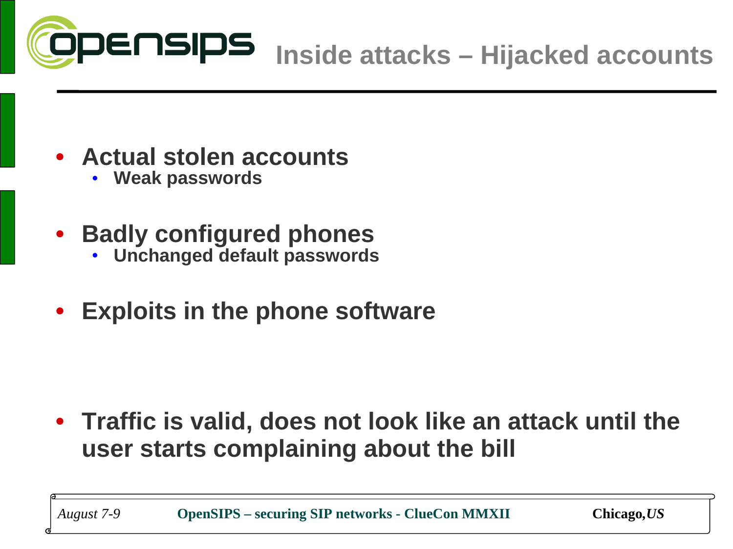# Inside attacks – Hijacked accounts

- **Actual stolen accounts**
  - **Weak passwords**
- **Badly configured phones**
  - **Unchanged default passwords**
- **Exploits in the phone software**

- **Traffic is valid, does not look like an attack until the user starts complaining about the bill**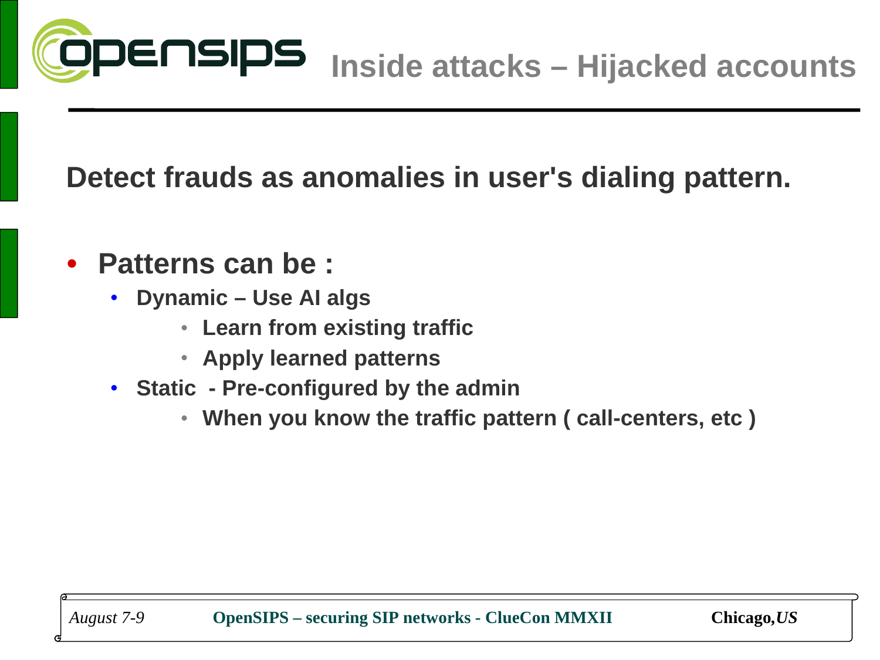# Inside attacks – Hijacked accounts

**Detect frauds as anomalies in user's dialing pattern.**

- **Patterns can be :**
  - **Dynamic – Use AI algs**
    - **Learn from existing traffic**
    - **Apply learned patterns**
  - **Static - Pre-configured by the admin**
    - **When you know the traffic pattern ( call-centers, etc )**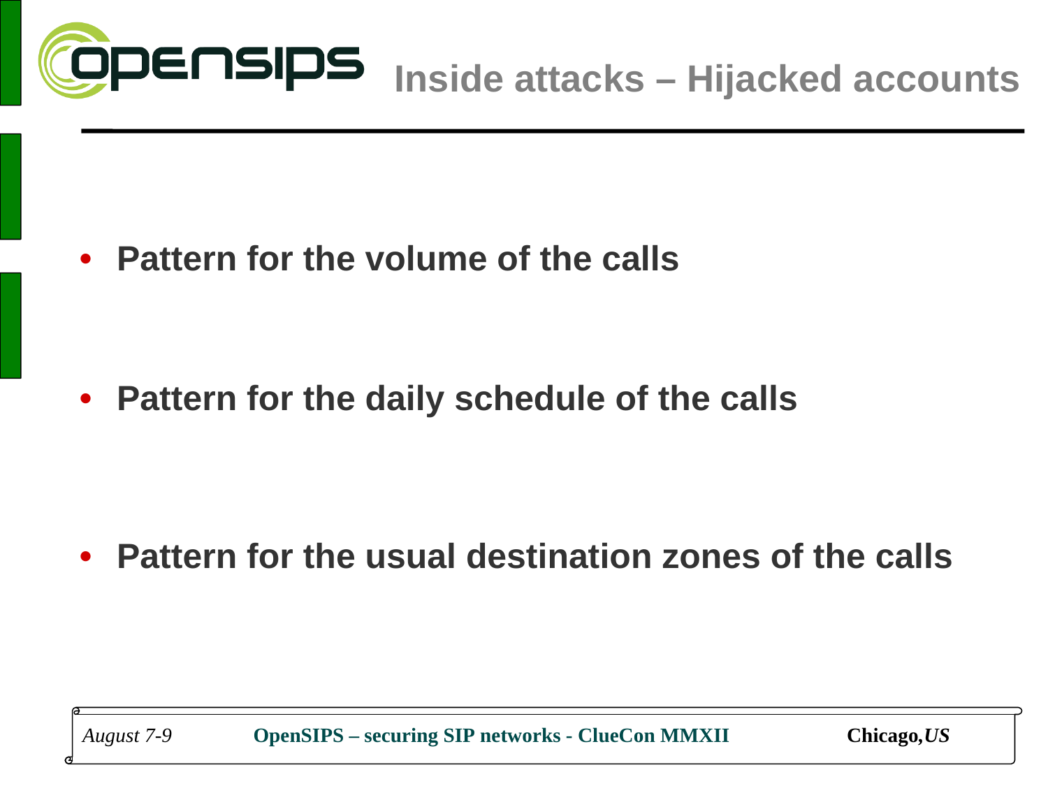## Inside attacks – Hijacked accounts

- **Pattern for the volume of the calls**
- **Pattern for the daily schedule of the calls**
- **Pattern for the usual destination zones of the calls**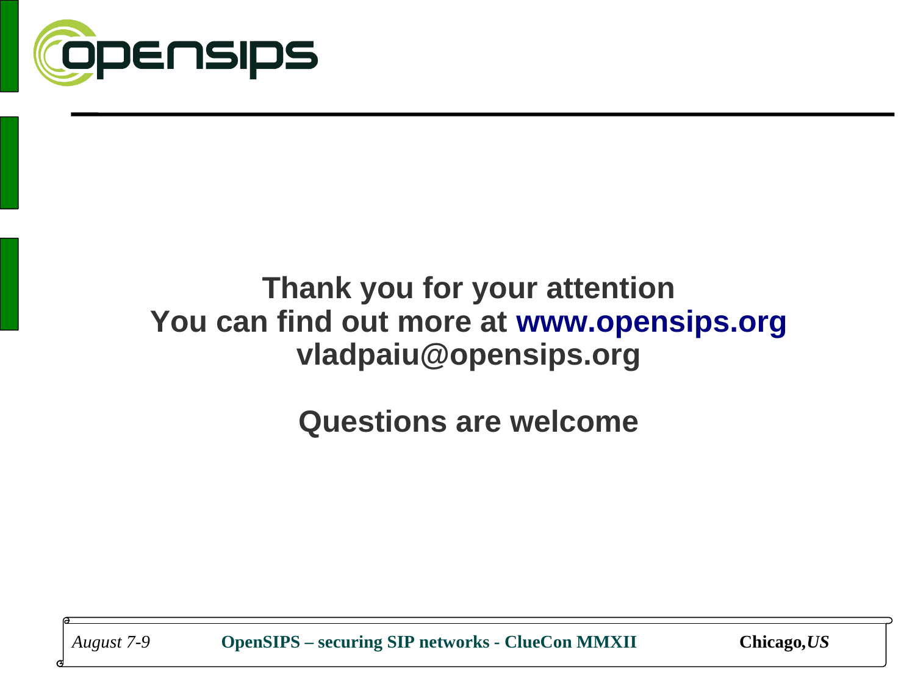**Thank you for your attention**

**You can find out more at www.opensips.org**

**vladpaiu@opensips.org**

**Questions are welcome**